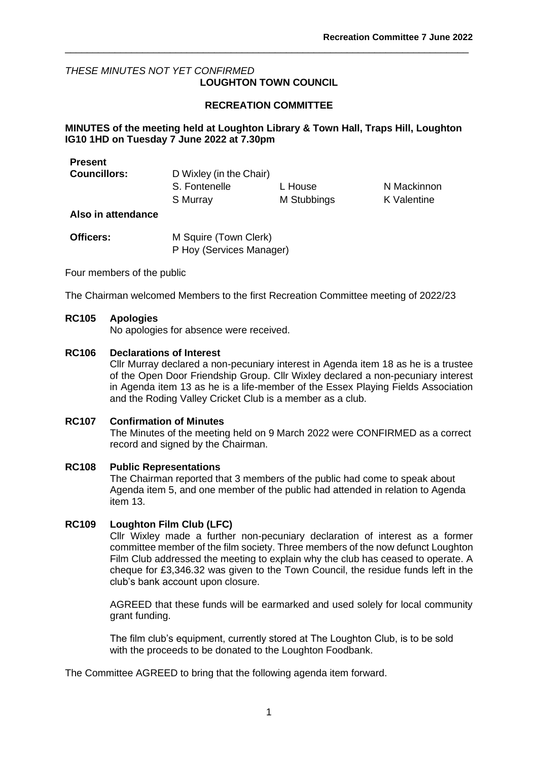*THESE MINUTES NOT YET CONFIRMED*

**LOUGHTON TOWN COUNCIL**

**RECREATION COMMITTEE**

**MINUTES of the meeting held at Loughton Library & Town Hall, Traps Hill, Loughton IG10 1HD on Tuesday 7 June 2022 at 7.30pm**

| **Present** | | | |
|---|---|---|---|
| **Councillors:** | D Wixley (in the Chair) | | |
| | S. Fontenelle | L House | N Mackinnon |
| | S Murray | M Stubbings | K Valentine |
| **Also in attendance** | | | |
| **Officers:** | M Squire (Town Clerk) | | |
| | P Hoy (Services Manager) | | |

Four members of the public

The Chairman welcomed Members to the first Recreation Committee meeting of 2022/23

**RC105 Apologies**

No apologies for absence were received.

**RC106 Declarations of Interest**

Cllr Murray declared a non-pecuniary interest in Agenda item 18 as he is a trustee of the Open Door Friendship Group. Cllr Wixley declared a non-pecuniary interest in Agenda item 13 as he is a life-member of the Essex Playing Fields Association and the Roding Valley Cricket Club is a member as a club.

**RC107 Confirmation of Minutes**

The Minutes of the meeting held on 9 March 2022 were CONFIRMED as a correct record and signed by the Chairman.

**RC108 Public Representations**

The Chairman reported that 3 members of the public had come to speak about Agenda item 5, and one member of the public had attended in relation to Agenda item 13.

**RC109 Loughton Film Club (LFC)**

Cllr Wixley made a further non-pecuniary declaration of interest as a former committee member of the film society. Three members of the now defunct Loughton Film Club addressed the meeting to explain why the club has ceased to operate. A cheque for £3,346.32 was given to the Town Council, the residue funds left in the club's bank account upon closure.

AGREED that these funds will be earmarked and used solely for local community grant funding.

The film club's equipment, currently stored at The Loughton Club, is to be sold with the proceeds to be donated to the Loughton Foodbank.

The Committee AGREED to bring that the following agenda item forward.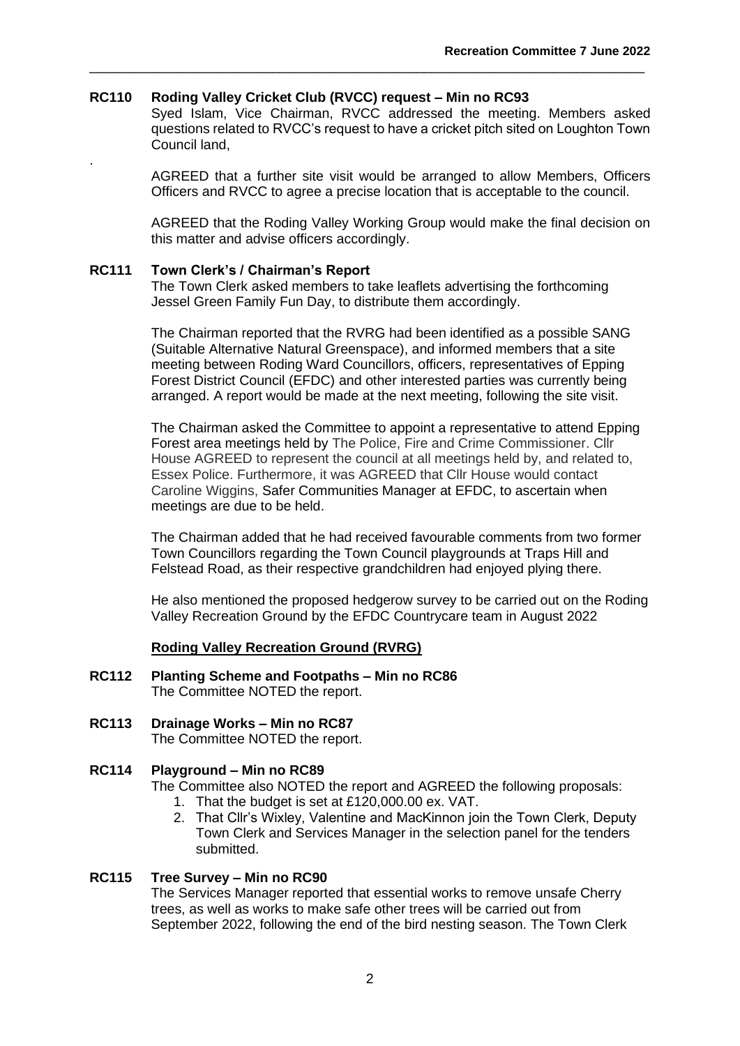**RC110 Roding Valley Cricket Club (RVCC) request – Min no RC93**

Syed Islam, Vice Chairman, RVCC addressed the meeting. Members asked questions related to RVCC's request to have a cricket pitch sited on Loughton Town Council land,

.

AGREED that a further site visit would be arranged to allow Members, Officers Officers and RVCC to agree a precise location that is acceptable to the council.

AGREED that the Roding Valley Working Group would make the final decision on this matter and advise officers accordingly.

**RC111 Town Clerk's / Chairman's Report**

The Town Clerk asked members to take leaflets advertising the forthcoming Jessel Green Family Fun Day, to distribute them accordingly.

The Chairman reported that the RVRG had been identified as a possible SANG (Suitable Alternative Natural Greenspace), and informed members that a site meeting between Roding Ward Councillors, officers, representatives of Epping Forest District Council (EFDC) and other interested parties was currently being arranged. A report would be made at the next meeting, following the site visit.

The Chairman asked the Committee to appoint a representative to attend Epping Forest area meetings held by The Police, Fire and Crime Commissioner. Cllr House AGREED to represent the council at all meetings held by, and related to, Essex Police. Furthermore, it was AGREED that Cllr House would contact Caroline Wiggins, Safer Communities Manager at EFDC, to ascertain when meetings are due to be held.

The Chairman added that he had received favourable comments from two former Town Councillors regarding the Town Council playgrounds at Traps Hill and Felstead Road, as their respective grandchildren had enjoyed plying there.

He also mentioned the proposed hedgerow survey to be carried out on the Roding Valley Recreation Ground by the EFDC Countrycare team in August 2022

**<u>Roding Valley Recreation Ground (RVRG)</u>**

**RC112 Planting Scheme and Footpaths – Min no RC86**

The Committee NOTED the report.

**RC113 Drainage Works – Min no RC87**

The Committee NOTED the report.

**RC114 Playground – Min no RC89**

The Committee also NOTED the report and AGREED the following proposals:

1. That the budget is set at £120,000.00 ex. VAT.
2. That Cllr's Wixley, Valentine and MacKinnon join the Town Clerk, Deputy Town Clerk and Services Manager in the selection panel for the tenders submitted.

**RC115 Tree Survey – Min no RC90**

The Services Manager reported that essential works to remove unsafe Cherry trees, as well as works to make safe other trees will be carried out from September 2022, following the end of the bird nesting season. The Town Clerk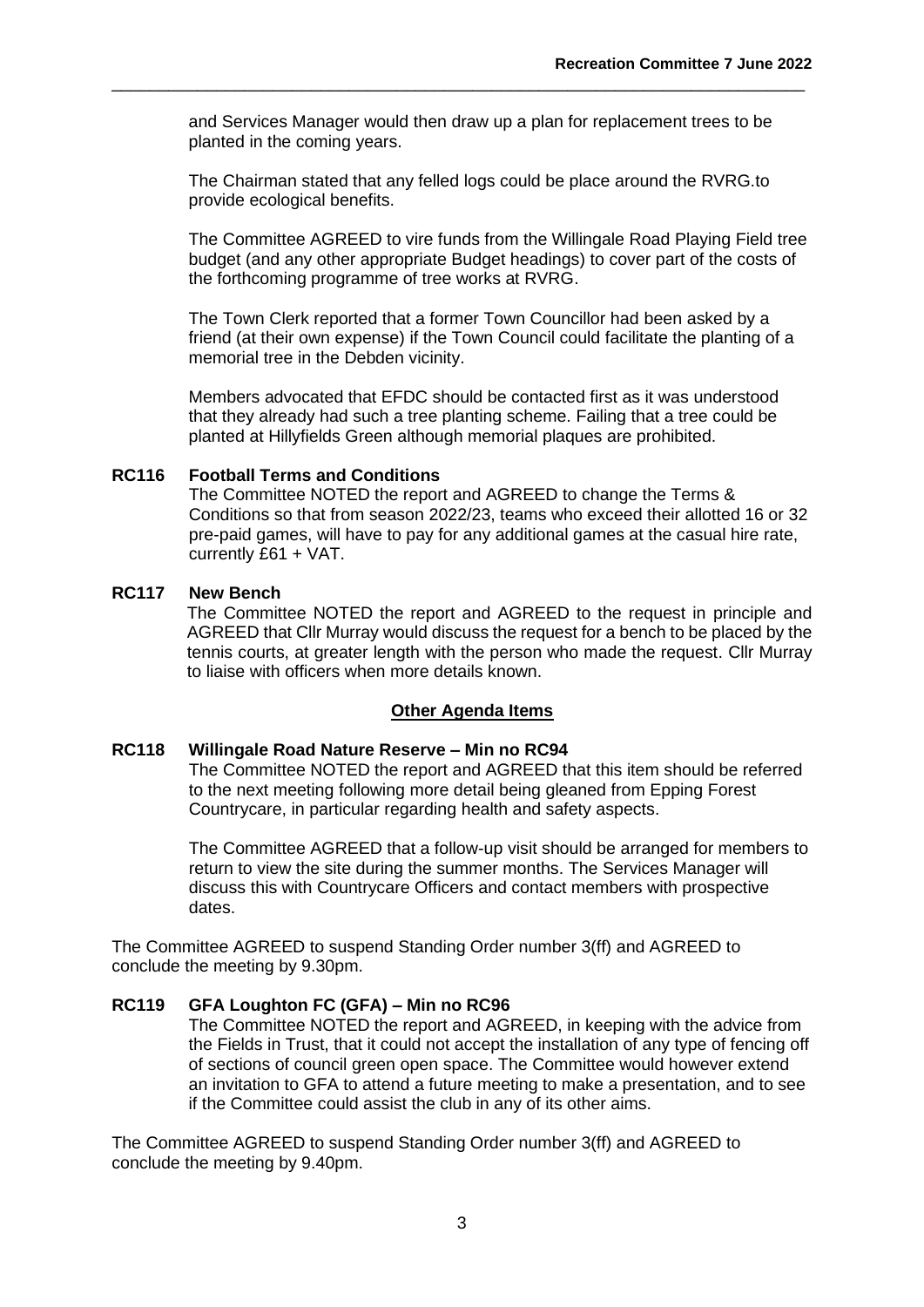and Services Manager would then draw up a plan for replacement trees to be planted in the coming years.

The Chairman stated that any felled logs could be place around the RVRG.to provide ecological benefits.

The Committee AGREED to vire funds from the Willingale Road Playing Field tree budget (and any other appropriate Budget headings) to cover part of the costs of the forthcoming programme of tree works at RVRG.

The Town Clerk reported that a former Town Councillor had been asked by a friend (at their own expense) if the Town Council could facilitate the planting of a memorial tree in the Debden vicinity.

Members advocated that EFDC should be contacted first as it was understood that they already had such a tree planting scheme. Failing that a tree could be planted at Hillyfields Green although memorial plaques are prohibited.

**RC116 Football Terms and Conditions**

The Committee NOTED the report and AGREED to change the Terms & Conditions so that from season 2022/23, teams who exceed their allotted 16 or 32 pre-paid games, will have to pay for any additional games at the casual hire rate, currently £61 + VAT.

**RC117 New Bench**

The Committee NOTED the report and AGREED to the request in principle and AGREED that Cllr Murray would discuss the request for a bench to be placed by the tennis courts, at greater length with the person who made the request. Cllr Murray to liaise with officers when more details known.

**<u>Other Agenda Items</u>**

**RC118 Willingale Road Nature Reserve – Min no RC94**

The Committee NOTED the report and AGREED that this item should be referred to the next meeting following more detail being gleaned from Epping Forest Countrycare, in particular regarding health and safety aspects.

The Committee AGREED that a follow-up visit should be arranged for members to return to view the site during the summer months. The Services Manager will discuss this with Countrycare Officers and contact members with prospective dates.

The Committee AGREED to suspend Standing Order number 3(ff) and AGREED to conclude the meeting by 9.30pm.

**RC119 GFA Loughton FC (GFA) – Min no RC96**

The Committee NOTED the report and AGREED, in keeping with the advice from the Fields in Trust, that it could not accept the installation of any type of fencing off of sections of council green open space. The Committee would however extend an invitation to GFA to attend a future meeting to make a presentation, and to see if the Committee could assist the club in any of its other aims.

The Committee AGREED to suspend Standing Order number 3(ff) and AGREED to conclude the meeting by 9.40pm.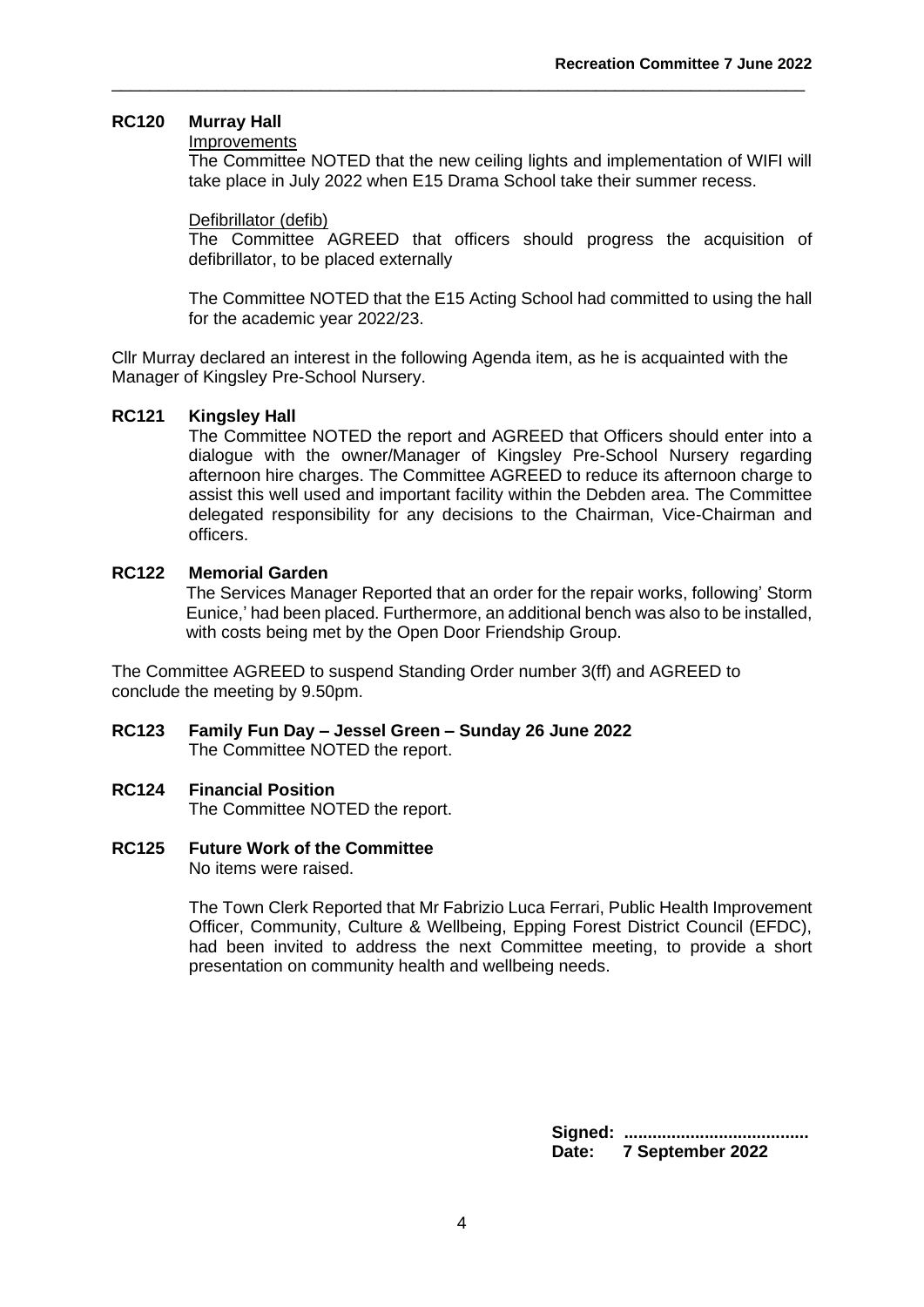**RC120 Murray Hall**

Improvements

The Committee NOTED that the new ceiling lights and implementation of WIFI will take place in July 2022 when E15 Drama School take their summer recess.

Defibrillator (defib)

The Committee AGREED that officers should progress the acquisition of defibrillator, to be placed externally

The Committee NOTED that the E15 Acting School had committed to using the hall for the academic year 2022/23.

Cllr Murray declared an interest in the following Agenda item, as he is acquainted with the Manager of Kingsley Pre-School Nursery.

**RC121 Kingsley Hall**

The Committee NOTED the report and AGREED that Officers should enter into a dialogue with the owner/Manager of Kingsley Pre-School Nursery regarding afternoon hire charges. The Committee AGREED to reduce its afternoon charge to assist this well used and important facility within the Debden area. The Committee delegated responsibility for any decisions to the Chairman, Vice-Chairman and officers.

**RC122 Memorial Garden**

The Services Manager Reported that an order for the repair works, following' Storm Eunice,' had been placed. Furthermore, an additional bench was also to be installed, with costs being met by the Open Door Friendship Group.

The Committee AGREED to suspend Standing Order number 3(ff) and AGREED to conclude the meeting by 9.50pm.

**RC123 Family Fun Day – Jessel Green – Sunday 26 June 2022**

The Committee NOTED the report.

**RC124 Financial Position**

The Committee NOTED the report.

**RC125 Future Work of the Committee**

No items were raised.

The Town Clerk Reported that Mr Fabrizio Luca Ferrari, Public Health Improvement Officer, Community, Culture & Wellbeing, Epping Forest District Council (EFDC), had been invited to address the next Committee meeting, to provide a short presentation on community health and wellbeing needs.

**Signed: ......................................**
**Date: 7 September 2022**